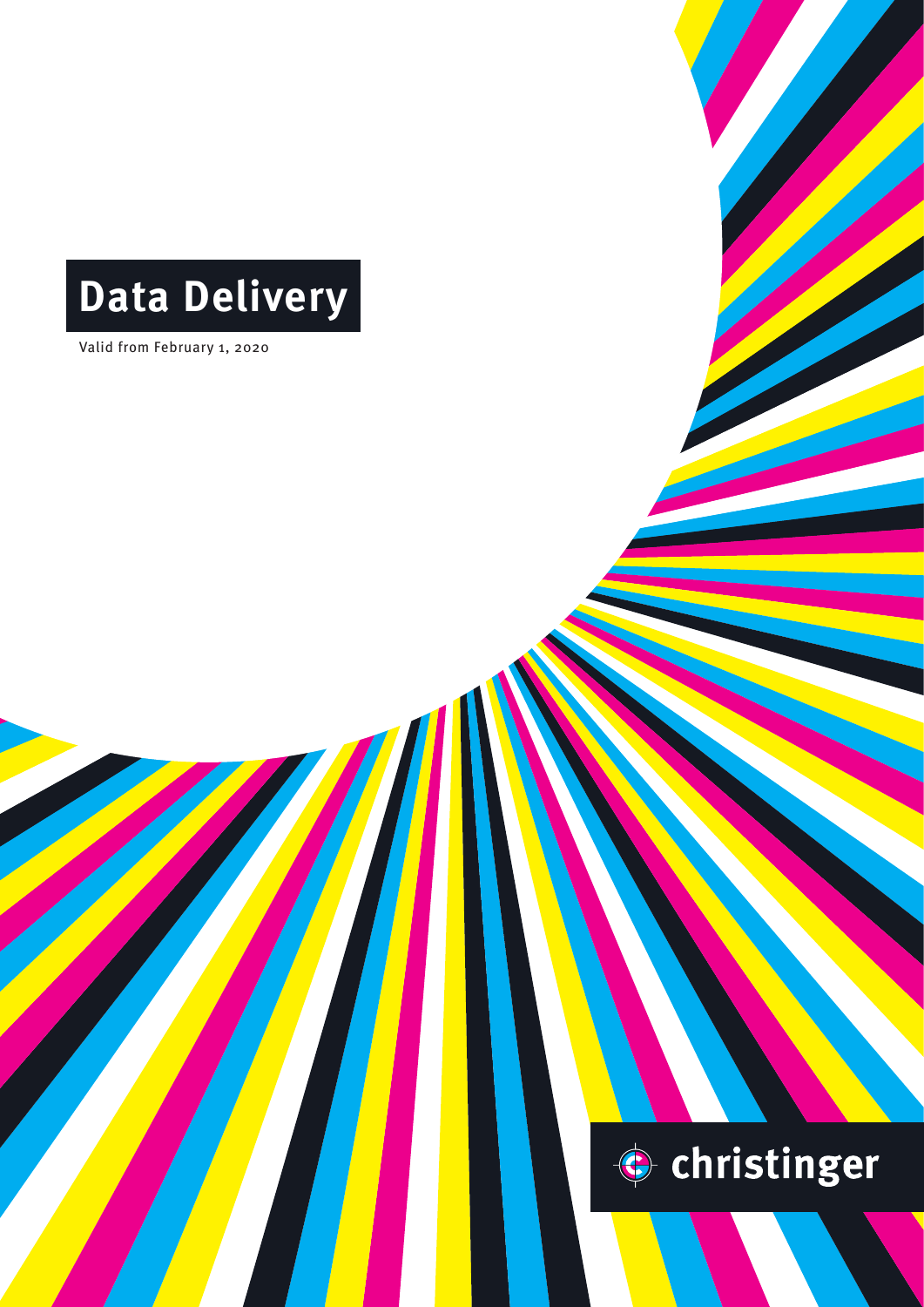# Data Delivery

Valid from February 1, 2020

christinger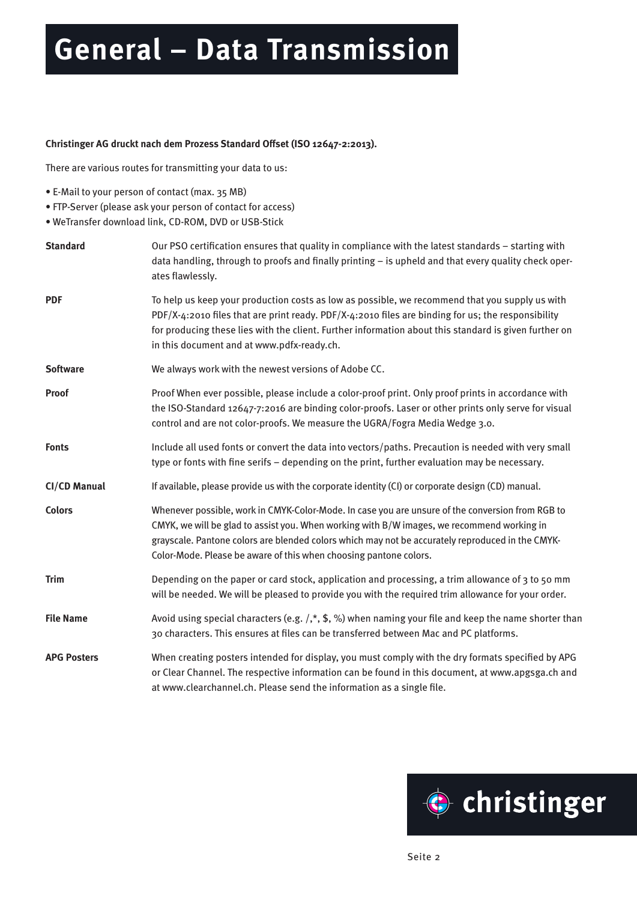# General – Data Transmission

**Christinger AG druckt nach dem Prozess Standard Offset (ISO 12647-2:2013).**

There are various routes for transmitting your data to us:

- E-Mail to your person of contact (max. 35 MB)
- FTP-Server (please ask your person of contact for access)
- WeTransfer download link, CD-ROM, DVD or USB-Stick

| | |
|---|---|
| **Standard** | Our PSO certification ensures that quality in compliance with the latest standards – starting with data handling, through to proofs and finally printing – is upheld and that every quality check operates flawlessly. |
| **PDF** | To help us keep your production costs as low as possible, we recommend that you supply us with PDF/X-4:2010 files that are print ready. PDF/X-4:2010 files are binding for us; the responsibility for producing these lies with the client. Further information about this standard is given further on in this document and at www.pdfx-ready.ch. |
| **Software** | We always work with the newest versions of Adobe CC. |
| **Proof** | Proof When ever possible, please include a color-proof print. Only proof prints in accordance with the ISO-Standard 12647-7:2016 are binding color-proofs. Laser or other prints only serve for visual control and are not color-proofs. We measure the UGRA/Fogra Media Wedge 3.0. |
| **Fonts** | Include all used fonts or convert the data into vectors/paths. Precaution is needed with very small type or fonts with fine serifs – depending on the print, further evaluation may be necessary. |
| **CI/CD Manual** | If available, please provide us with the corporate identity (CI) or corporate design (CD) manual. |
| **Colors** | Whenever possible, work in CMYK-Color-Mode. In case you are unsure of the conversion from RGB to CMYK, we will be glad to assist you. When working with B/W images, we recommend working in grayscale. Pantone colors are blended colors which may not be accurately reproduced in the CMYK-Color-Mode. Please be aware of this when choosing pantone colors. |
| **Trim** | Depending on the paper or card stock, application and processing, a trim allowance of 3 to 50 mm will be needed. We will be pleased to provide you with the required trim allowance for your order. |
| **File Name** | Avoid using special characters (e.g. /,*, $, %) when naming your file and keep the name shorter than 30 characters. This ensures at files can be transferred between Mac and PC platforms. |
| **APG Posters** | When creating posters intended for display, you must comply with the dry formats specified by APG or Clear Channel. The respective information can be found in this document, at www.apgsga.ch and at www.clearchannel.ch. Please send the information as a single file. |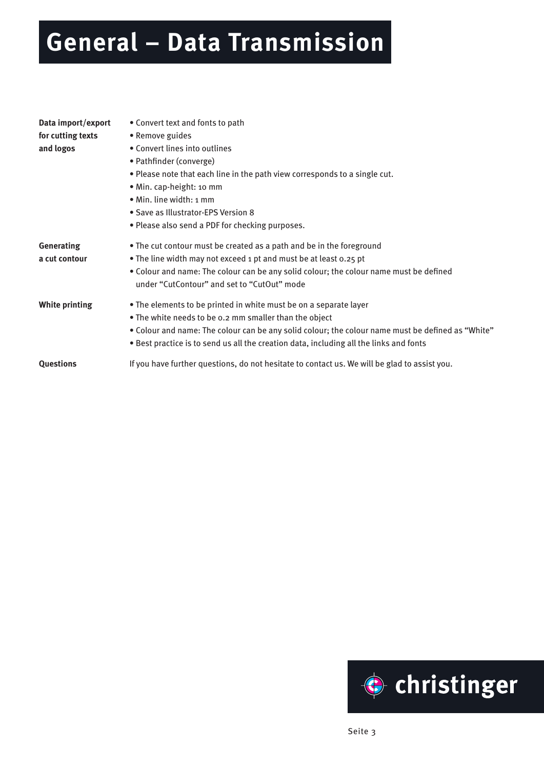# General – Data Transmission

**Data import/export for cutting texts and logos**

- Convert text and fonts to path
- Remove guides
- Convert lines into outlines
- Pathfinder (converge)
- Please note that each line in the path view corresponds to a single cut.
- Min. cap-height: 10 mm
- Min. line width: 1 mm
- Save as Illustrator-EPS Version 8
- Please also send a PDF for checking purposes.

**Generating a cut contour**

- The cut contour must be created as a path and be in the foreground
- The line width may not exceed 1 pt and must be at least 0.25 pt
- Colour and name: The colour can be any solid colour; the colour name must be defined under “CutContour” and set to “CutOut” mode

**White printing**

- The elements to be printed in white must be on a separate layer
- The white needs to be 0.2 mm smaller than the object
- Colour and name: The colour can be any solid colour; the colour name must be defined as “White”
- Best practice is to send us all the creation data, including all the links and fonts

**Questions**

If you have further questions, do not hesitate to contact us. We will be glad to assist you.

christinger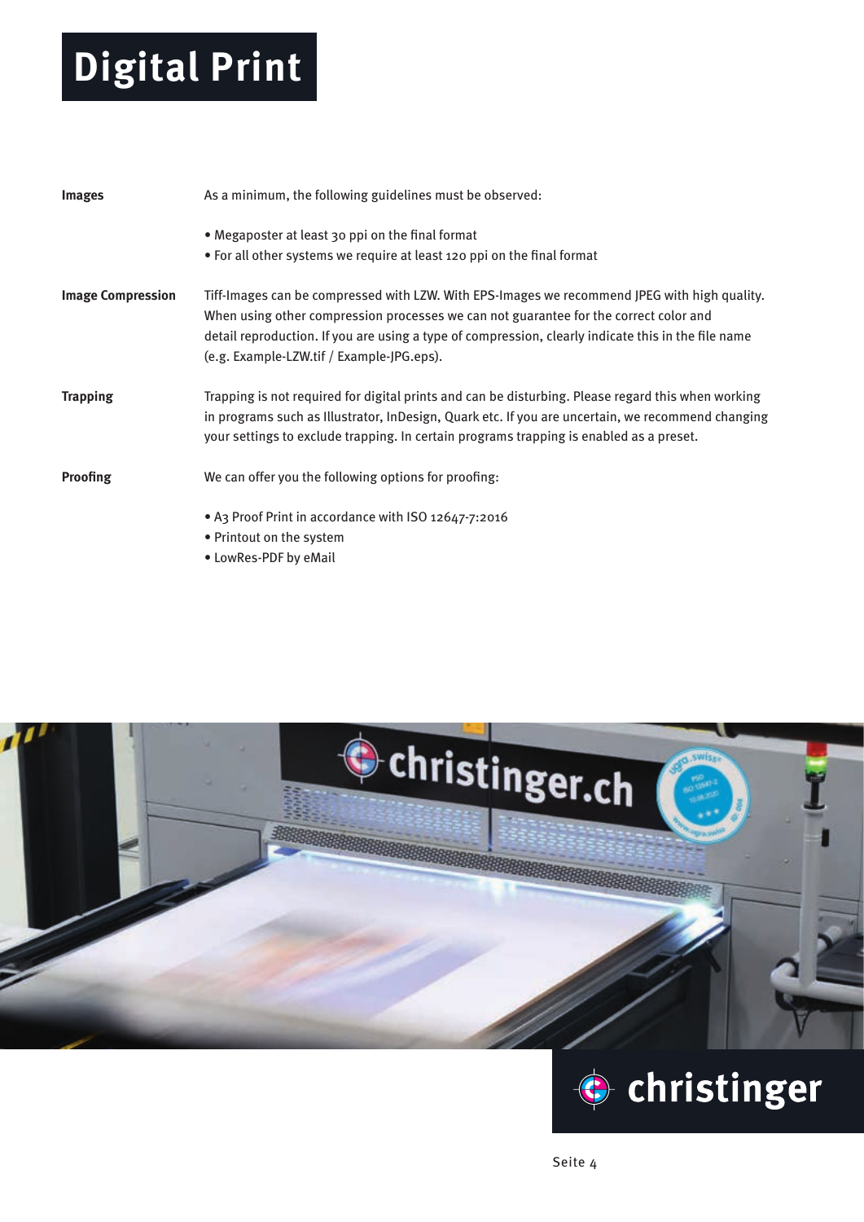# Digital Print

**Images**

As a minimum, the following guidelines must be observed:

- Megaposter at least 30 ppi on the final format
- For all other systems we require at least 120 ppi on the final format

**Image Compression**

Tiff-Images can be compressed with LZW. With EPS-Images we recommend JPEG with high quality. When using other compression processes we can not guarantee for the correct color and detail reproduction. If you are using a type of compression, clearly indicate this in the file name (e.g. Example-LZW.tif / Example-JPG.eps).

**Trapping**

Trapping is not required for digital prints and can be disturbing. Please regard this when working in programs such as Illustrator, InDesign, Quark etc. If you are uncertain, we recommend changing your settings to exclude trapping. In certain programs trapping is enabled as a preset.

**Proofing**

We can offer you the following options for proofing:

- A3 Proof Print in accordance with ISO 12647-7:2016
- Printout on the system
- LowRes-PDF by eMail

christinger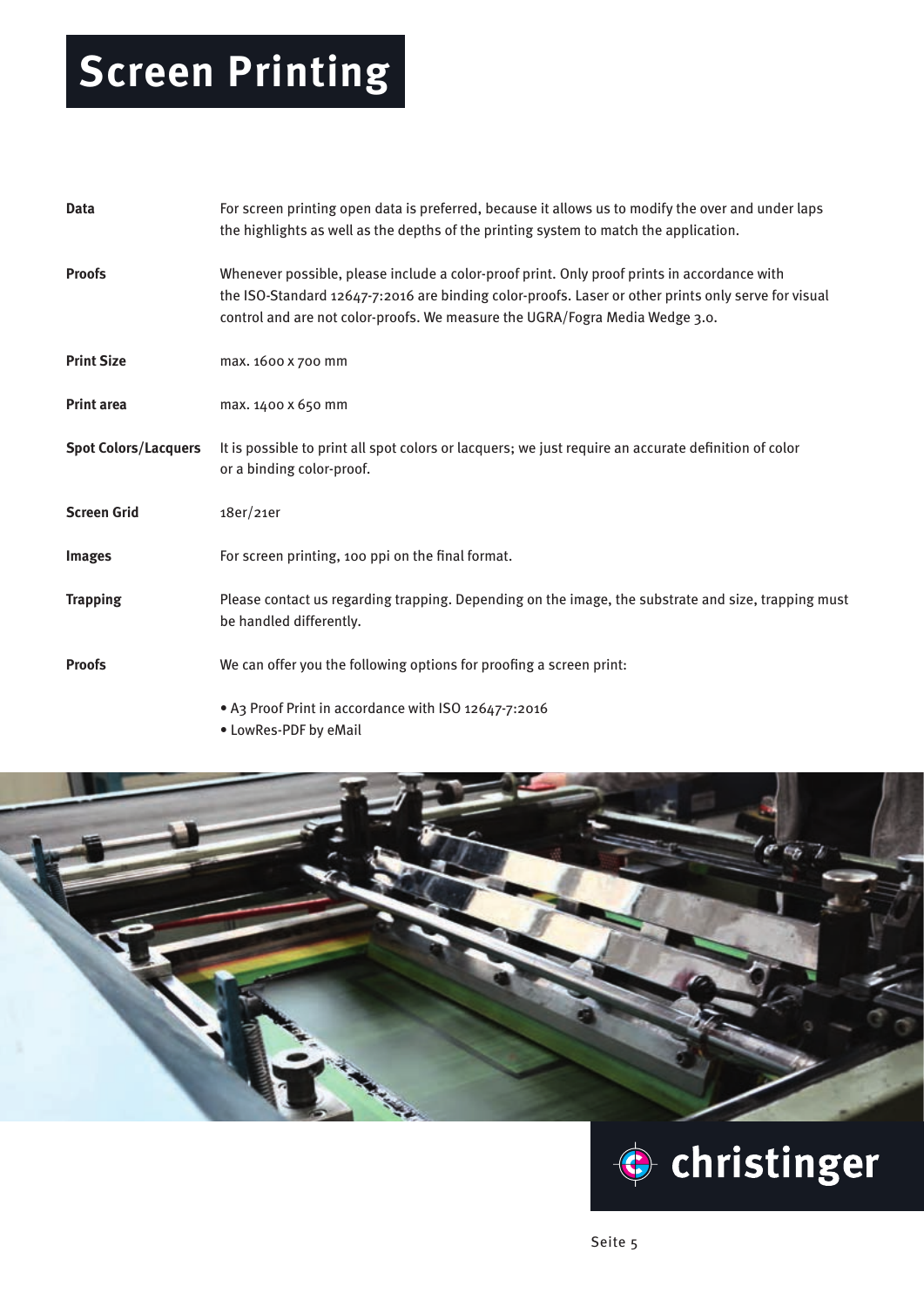# Screen Printing

| | |
|---|---|
| **Data** | For screen printing open data is preferred, because it allows us to modify the over and under laps the highlights as well as the depths of the printing system to match the application. |
| **Proofs** | Whenever possible, please include a color-proof print. Only proof prints in accordance with the ISO-Standard 12647-7:2016 are binding color-proofs. Laser or other prints only serve for visual control and are not color-proofs. We measure the UGRA/Fogra Media Wedge 3.0. |
| **Print Size** | max. 1600 x 700 mm |
| **Print area** | max. 1400 x 650 mm |
| **Spot Colors/Lacquers** | It is possible to print all spot colors or lacquers; we just require an accurate definition of color or a binding color-proof. |
| **Screen Grid** | 18er/21er |
| **Images** | For screen printing, 100 ppi on the final format. |
| **Trapping** | Please contact us regarding trapping. Depending on the image, the substrate and size, trapping must be handled differently. |
| **Proofs** | We can offer you the following options for proofing a screen print: |

- A3 Proof Print in accordance with ISO 12647-7:2016
- LowRes-PDF by eMail

christinger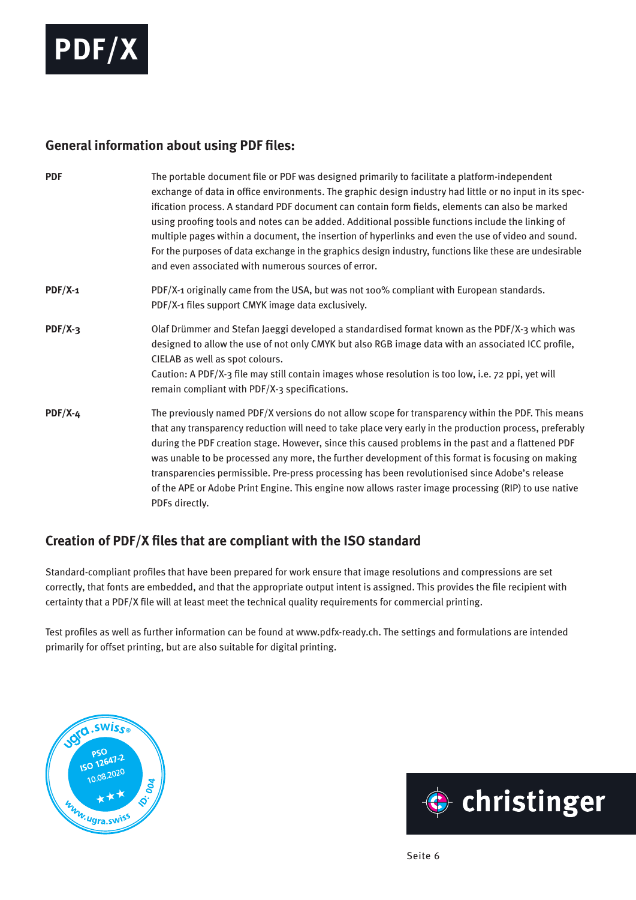# PDF/X

## General information about using PDF files:

**PDF**

The portable document file or PDF was designed primarily to facilitate a platform-independent exchange of data in office environments. The graphic design industry had little or no input in its specification process. A standard PDF document can contain form fields, elements can also be marked using proofing tools and notes can be added. Additional possible functions include the linking of multiple pages within a document, the insertion of hyperlinks and even the use of video and sound. For the purposes of data exchange in the graphics design industry, functions like these are undesirable and even associated with numerous sources of error.

**PDF/X-1**

PDF/X-1 originally came from the USA, but was not 100% compliant with European standards. PDF/X-1 files support CMYK image data exclusively.

**PDF/X-3**

Olaf Drümmer and Stefan Jaeggi developed a standardised format known as the PDF/X-3 which was designed to allow the use of not only CMYK but also RGB image data with an associated ICC profile, CIELAB as well as spot colours.
Caution: A PDF/X-3 file may still contain images whose resolution is too low, i.e. 72 ppi, yet will remain compliant with PDF/X-3 specifications.

**PDF/X-4**

The previously named PDF/X versions do not allow scope for transparency within the PDF. This means that any transparency reduction will need to take place very early in the production process, preferably during the PDF creation stage. However, since this caused problems in the past and a flattened PDF was unable to be processed any more, the further development of this format is focusing on making transparencies permissible. Pre-press processing has been revolutionised since Adobe's release of the APE or Adobe Print Engine. This engine now allows raster image processing (RIP) to use native PDFs directly.

## Creation of PDF/X files that are compliant with the ISO standard

Standard-compliant profiles that have been prepared for work ensure that image resolutions and compressions are set correctly, that fonts are embedded, and that the appropriate output intent is assigned. This provides the file recipient with certainty that a PDF/X file will at least meet the technical quality requirements for commercial printing.

Test profiles as well as further information can be found at www.pdfx-ready.ch. The settings and formulations are intended primarily for offset printing, but are also suitable for digital printing.

ugra.swiss® PSO ISO 12647-2 10.08.2020 ★★★ ID: 004 www.ugra.swiss

christinger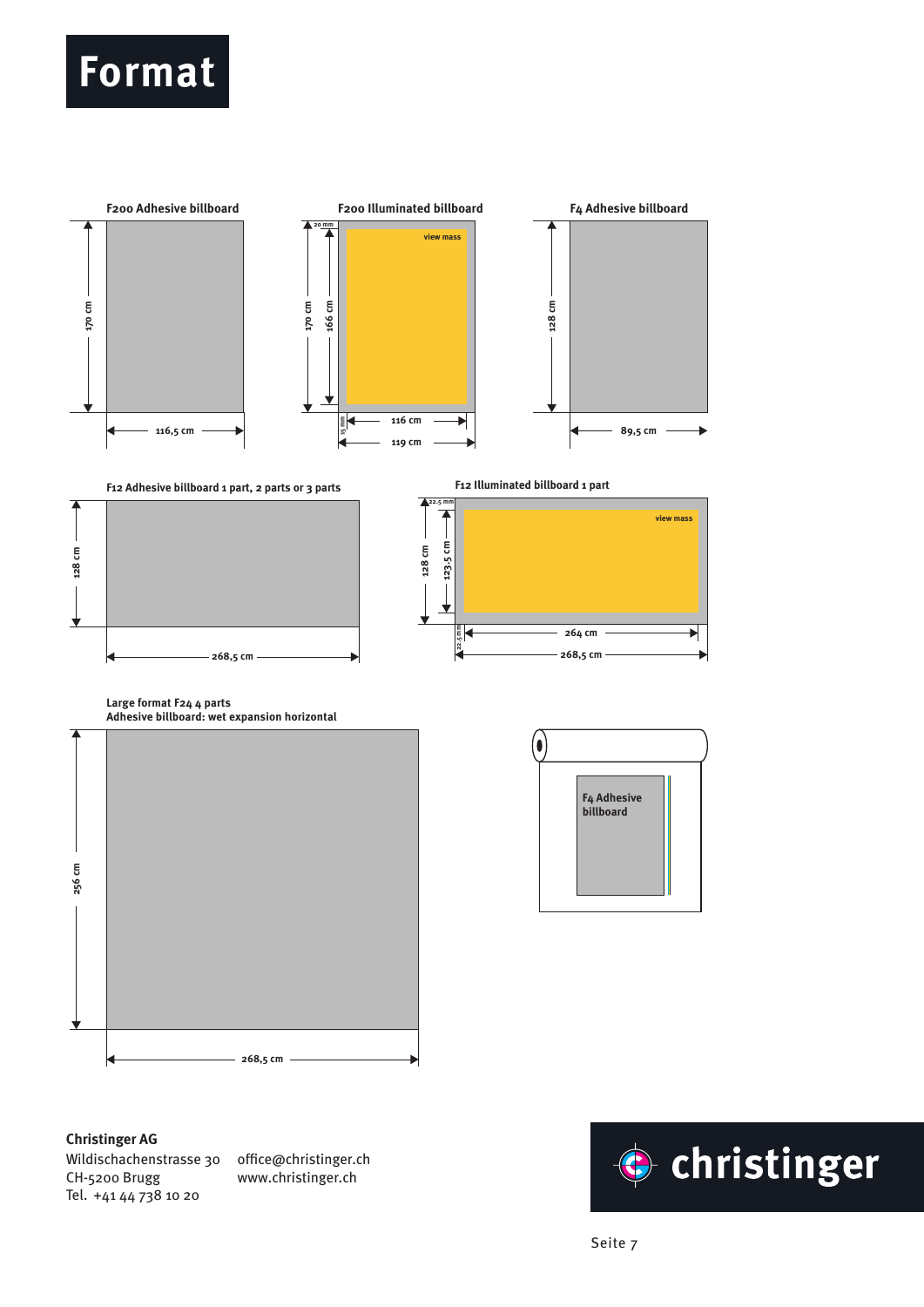# Format

**F200 Adhesive billboard**

170 cm

116,5 cm

**F200 Illuminated billboard**

20 mm

170 cm

166 cm

view mass

55 mm

116 cm

119 cm

**F4 Adhesive billboard**

128 cm

89,5 cm

**F12 Adhesive billboard 1 part, 2 parts or 3 parts**

128 cm

268,5 cm

**F12 Illuminated billboard 1 part**

22.5 mm

128 cm

123.5 cm

view mass

22.5 mm

264 cm

268,5 cm

**Large format F24 4 parts**
**Adhesive billboard: wet expansion horizontal**

256 cm

268,5 cm

F4 Adhesive billboard

**Christinger AG**
Wildischachenstrasse 30
CH-5200 Brugg
Tel. +41 44 738 10 20

office@christinger.ch
www.christinger.ch

christinger